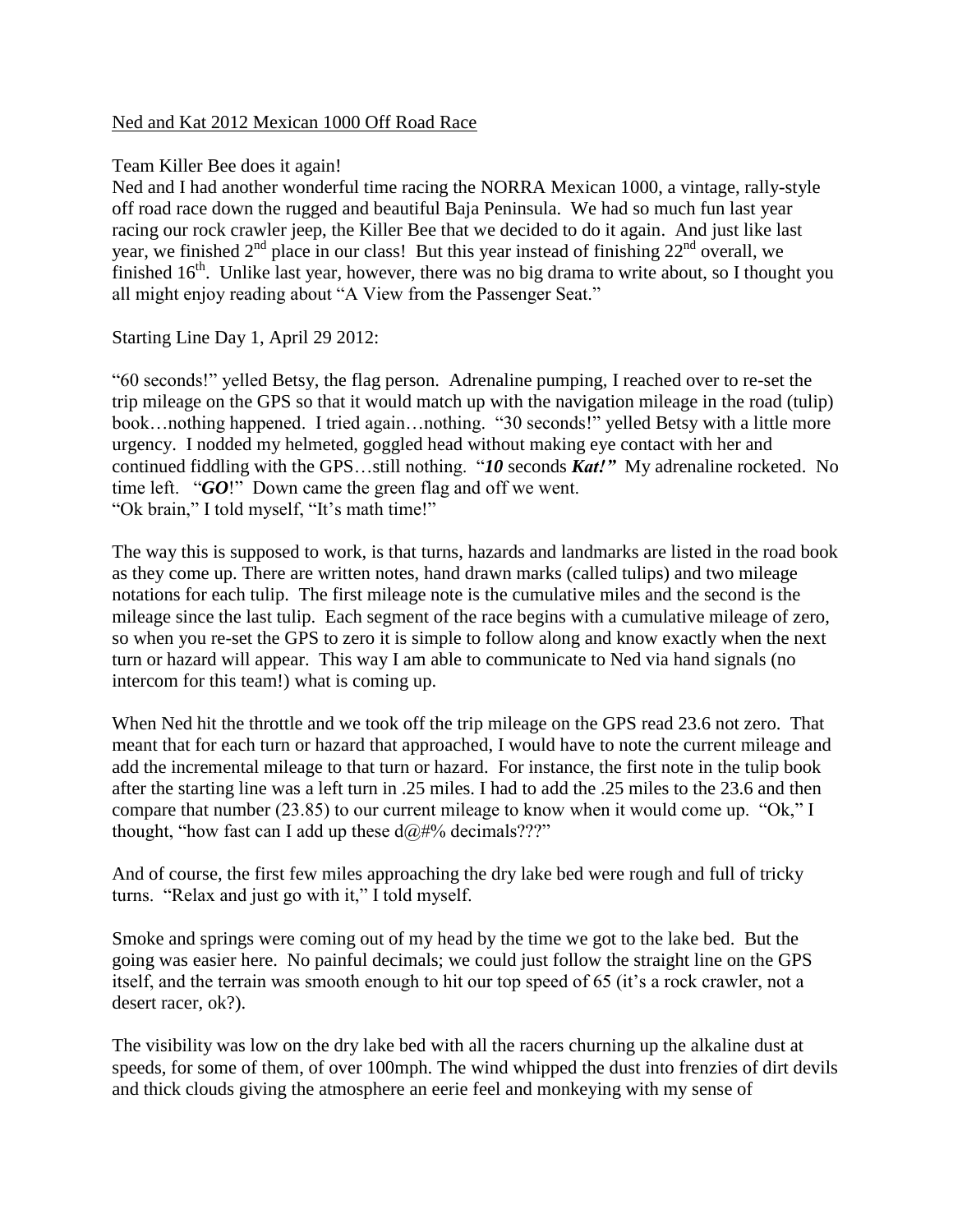Ned and Kat 2012 Mexican 1000 Off Road Race

Team Killer Bee does it again!
Ned and I had another wonderful time racing the NORRA Mexican 1000, a vintage, rally-style off road race down the rugged and beautiful Baja Peninsula. We had so much fun last year racing our rock crawler jeep, the Killer Bee that we decided to do it again. And just like last year, we finished 2nd place in our class! But this year instead of finishing 22nd overall, we finished 16th. Unlike last year, however, there was no big drama to write about, so I thought you all might enjoy reading about "A View from the Passenger Seat."

Starting Line Day 1, April 29 2012:

"60 seconds!" yelled Betsy, the flag person. Adrenaline pumping, I reached over to re-set the trip mileage on the GPS so that it would match up with the navigation mileage in the road (tulip) book…nothing happened. I tried again…nothing. "30 seconds!" yelled Betsy with a little more urgency. I nodded my helmeted, goggled head without making eye contact with her and continued fiddling with the GPS…still nothing. "***10*** seconds ***Kat!"*** My adrenaline rocketed. No time left. "***GO***!" Down came the green flag and off we went.
"Ok brain," I told myself, "It's math time!"

The way this is supposed to work, is that turns, hazards and landmarks are listed in the road book as they come up. There are written notes, hand drawn marks (called tulips) and two mileage notations for each tulip. The first mileage note is the cumulative miles and the second is the mileage since the last tulip. Each segment of the race begins with a cumulative mileage of zero, so when you re-set the GPS to zero it is simple to follow along and know exactly when the next turn or hazard will appear. This way I am able to communicate to Ned via hand signals (no intercom for this team!) what is coming up.

When Ned hit the throttle and we took off the trip mileage on the GPS read 23.6 not zero. That meant that for each turn or hazard that approached, I would have to note the current mileage and add the incremental mileage to that turn or hazard. For instance, the first note in the tulip book after the starting line was a left turn in .25 miles. I had to add the .25 miles to the 23.6 and then compare that number (23.85) to our current mileage to know when it would come up. "Ok," I thought, "how fast can I add up these d@#% decimals???"

And of course, the first few miles approaching the dry lake bed were rough and full of tricky turns. "Relax and just go with it," I told myself.

Smoke and springs were coming out of my head by the time we got to the lake bed. But the going was easier here. No painful decimals; we could just follow the straight line on the GPS itself, and the terrain was smooth enough to hit our top speed of 65 (it's a rock crawler, not a desert racer, ok?).

The visibility was low on the dry lake bed with all the racers churning up the alkaline dust at speeds, for some of them, of over 100mph. The wind whipped the dust into frenzies of dirt devils and thick clouds giving the atmosphere an eerie feel and monkeying with my sense of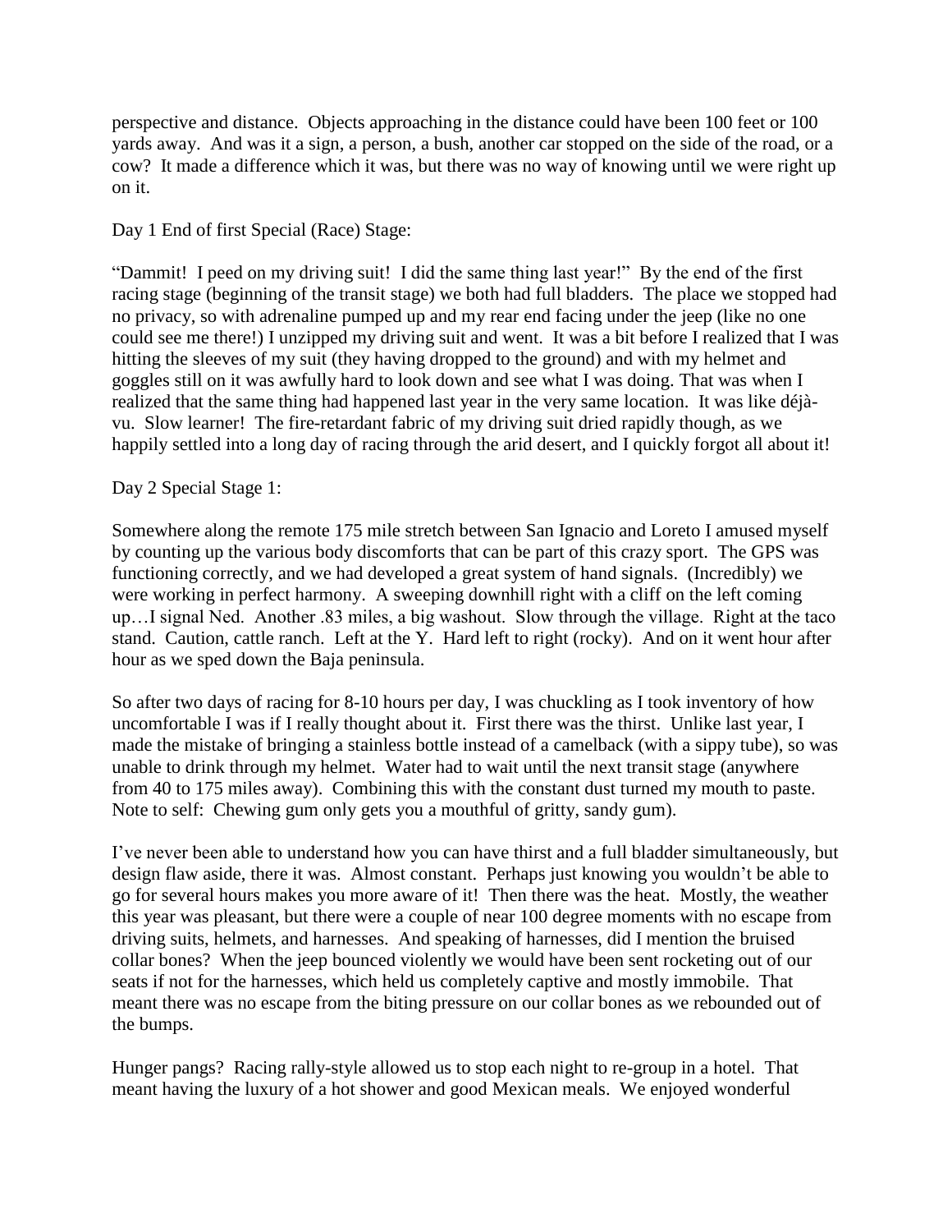perspective and distance. Objects approaching in the distance could have been 100 feet or 100 yards away. And was it a sign, a person, a bush, another car stopped on the side of the road, or a cow? It made a difference which it was, but there was no way of knowing until we were right up on it.

Day 1 End of first Special (Race) Stage:

"Dammit! I peed on my driving suit! I did the same thing last year!" By the end of the first racing stage (beginning of the transit stage) we both had full bladders. The place we stopped had no privacy, so with adrenaline pumped up and my rear end facing under the jeep (like no one could see me there!) I unzipped my driving suit and went. It was a bit before I realized that I was hitting the sleeves of my suit (they having dropped to the ground) and with my helmet and goggles still on it was awfully hard to look down and see what I was doing. That was when I realized that the same thing had happened last year in the very same location. It was like déjà-vu. Slow learner! The fire-retardant fabric of my driving suit dried rapidly though, as we happily settled into a long day of racing through the arid desert, and I quickly forgot all about it!

Day 2 Special Stage 1:

Somewhere along the remote 175 mile stretch between San Ignacio and Loreto I amused myself by counting up the various body discomforts that can be part of this crazy sport. The GPS was functioning correctly, and we had developed a great system of hand signals. (Incredibly) we were working in perfect harmony. A sweeping downhill right with a cliff on the left coming up…I signal Ned. Another .83 miles, a big washout. Slow through the village. Right at the taco stand. Caution, cattle ranch. Left at the Y. Hard left to right (rocky). And on it went hour after hour as we sped down the Baja peninsula.

So after two days of racing for 8-10 hours per day, I was chuckling as I took inventory of how uncomfortable I was if I really thought about it. First there was the thirst. Unlike last year, I made the mistake of bringing a stainless bottle instead of a camelback (with a sippy tube), so was unable to drink through my helmet. Water had to wait until the next transit stage (anywhere from 40 to 175 miles away). Combining this with the constant dust turned my mouth to paste. Note to self: Chewing gum only gets you a mouthful of gritty, sandy gum).

I've never been able to understand how you can have thirst and a full bladder simultaneously, but design flaw aside, there it was. Almost constant. Perhaps just knowing you wouldn't be able to go for several hours makes you more aware of it! Then there was the heat. Mostly, the weather this year was pleasant, but there were a couple of near 100 degree moments with no escape from driving suits, helmets, and harnesses. And speaking of harnesses, did I mention the bruised collar bones? When the jeep bounced violently we would have been sent rocketing out of our seats if not for the harnesses, which held us completely captive and mostly immobile. That meant there was no escape from the biting pressure on our collar bones as we rebounded out of the bumps.

Hunger pangs? Racing rally-style allowed us to stop each night to re-group in a hotel. That meant having the luxury of a hot shower and good Mexican meals. We enjoyed wonderful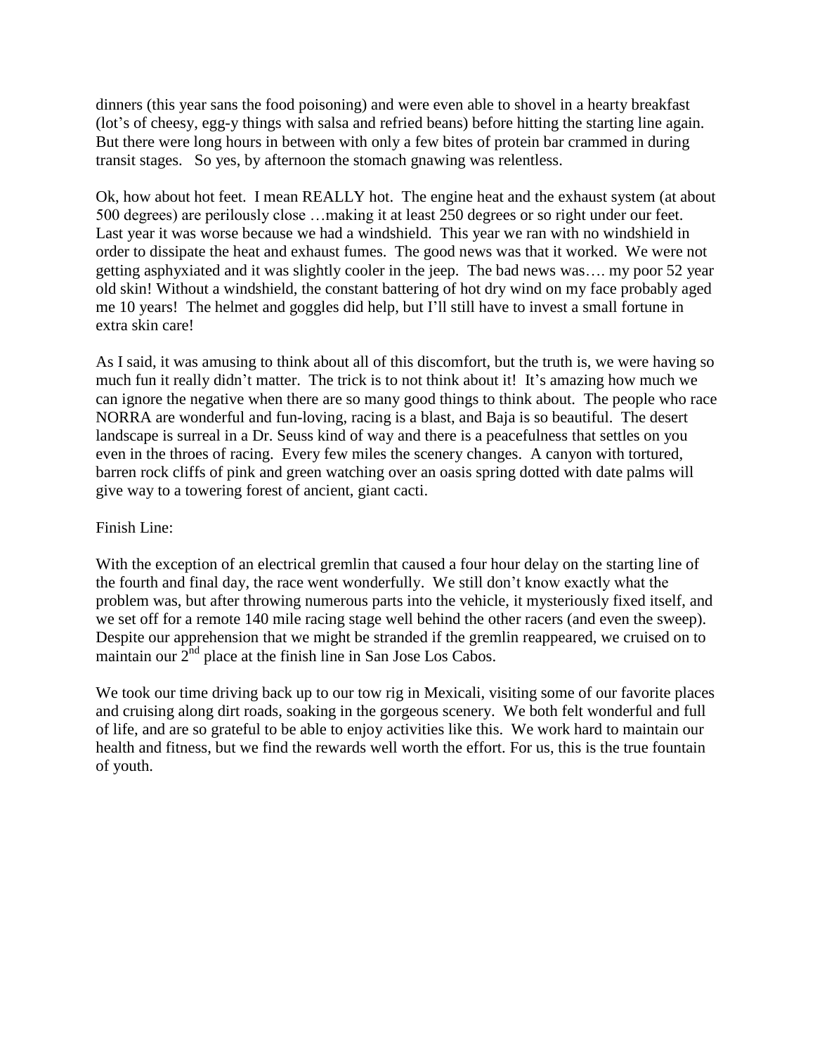dinners (this year sans the food poisoning) and were even able to shovel in a hearty breakfast (lot's of cheesy, egg-y things with salsa and refried beans) before hitting the starting line again. But there were long hours in between with only a few bites of protein bar crammed in during transit stages. So yes, by afternoon the stomach gnawing was relentless.

Ok, how about hot feet. I mean REALLY hot. The engine heat and the exhaust system (at about 500 degrees) are perilously close …making it at least 250 degrees or so right under our feet. Last year it was worse because we had a windshield. This year we ran with no windshield in order to dissipate the heat and exhaust fumes. The good news was that it worked. We were not getting asphyxiated and it was slightly cooler in the jeep. The bad news was…. my poor 52 year old skin! Without a windshield, the constant battering of hot dry wind on my face probably aged me 10 years! The helmet and goggles did help, but I'll still have to invest a small fortune in extra skin care!

As I said, it was amusing to think about all of this discomfort, but the truth is, we were having so much fun it really didn't matter. The trick is to not think about it! It's amazing how much we can ignore the negative when there are so many good things to think about. The people who race NORRA are wonderful and fun-loving, racing is a blast, and Baja is so beautiful. The desert landscape is surreal in a Dr. Seuss kind of way and there is a peacefulness that settles on you even in the throes of racing. Every few miles the scenery changes. A canyon with tortured, barren rock cliffs of pink and green watching over an oasis spring dotted with date palms will give way to a towering forest of ancient, giant cacti.

Finish Line:

With the exception of an electrical gremlin that caused a four hour delay on the starting line of the fourth and final day, the race went wonderfully. We still don't know exactly what the problem was, but after throwing numerous parts into the vehicle, it mysteriously fixed itself, and we set off for a remote 140 mile racing stage well behind the other racers (and even the sweep). Despite our apprehension that we might be stranded if the gremlin reappeared, we cruised on to maintain our 2nd place at the finish line in San Jose Los Cabos.

We took our time driving back up to our tow rig in Mexicali, visiting some of our favorite places and cruising along dirt roads, soaking in the gorgeous scenery. We both felt wonderful and full of life, and are so grateful to be able to enjoy activities like this. We work hard to maintain our health and fitness, but we find the rewards well worth the effort. For us, this is the true fountain of youth.